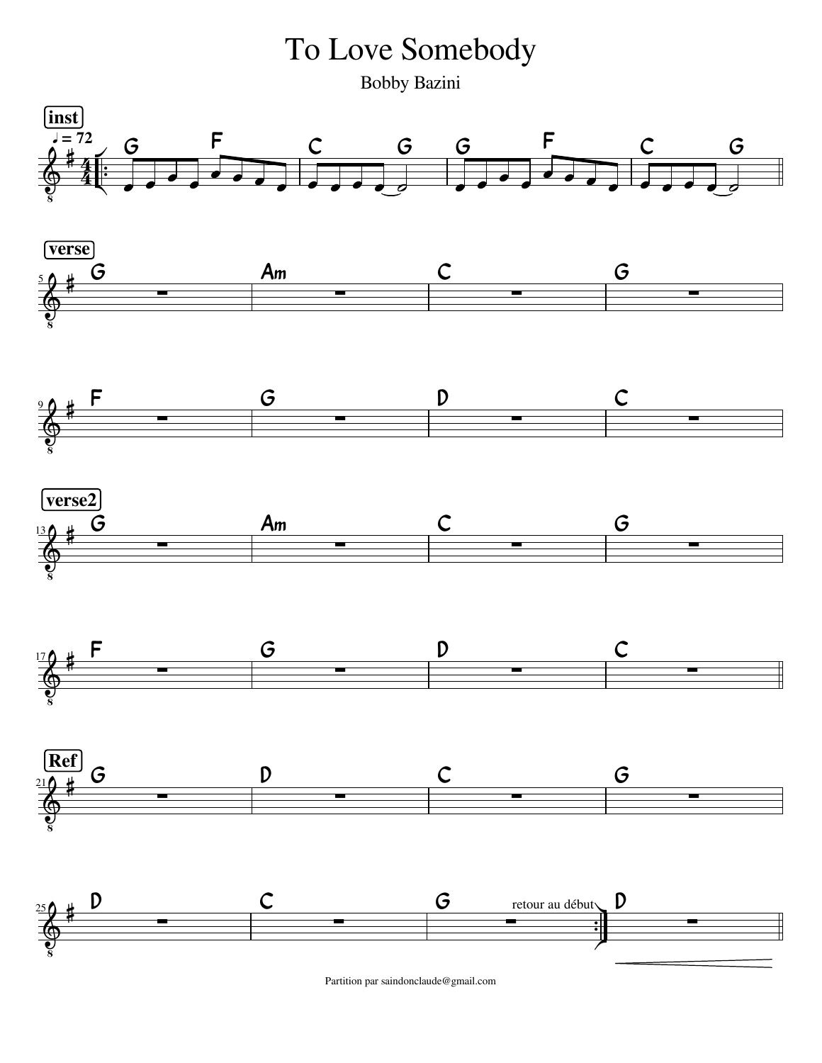# To Love Somebody

Bobby Bazini

**inst**

♩ = 72

| G F | C G | G F | C G |

**verse**

| G | Am | C | G |

| F | G | D | C |

**verse2**

| G | Am | C | G |

| F | G | D | C |

**Ref**

| G | D | C | G |

| D | C | G | D |

retour au début

Partition par saindonclaude@gmail.com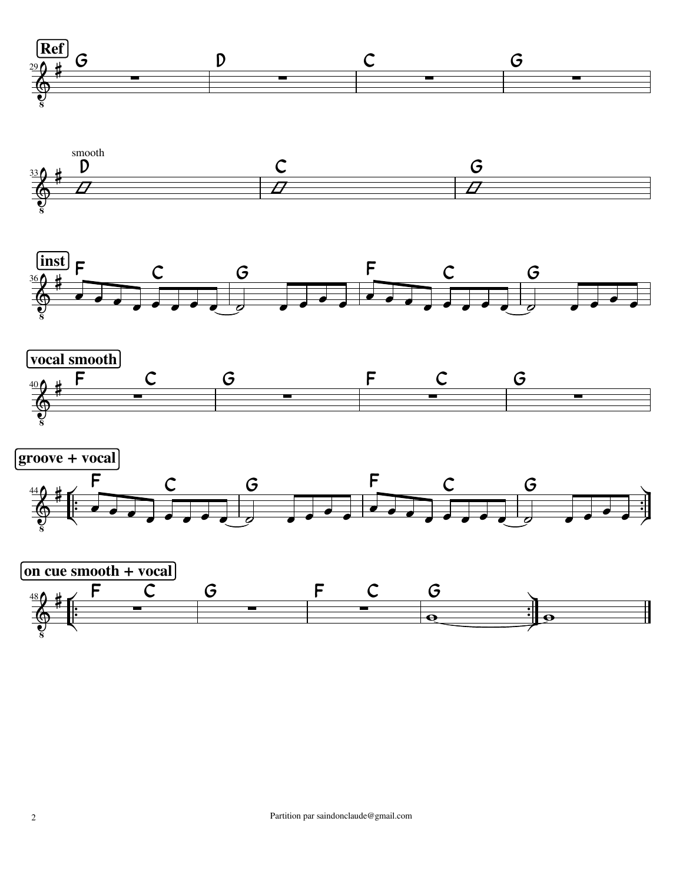**Ref**

G D C G

smooth

D C G

**inst**

F C G F C G

**vocal smooth**

F C G F C G

**groove + vocal**

F C G F C G

**on cue smooth + vocal**

F C G F C G

Partition par saindonclaude@gmail.com